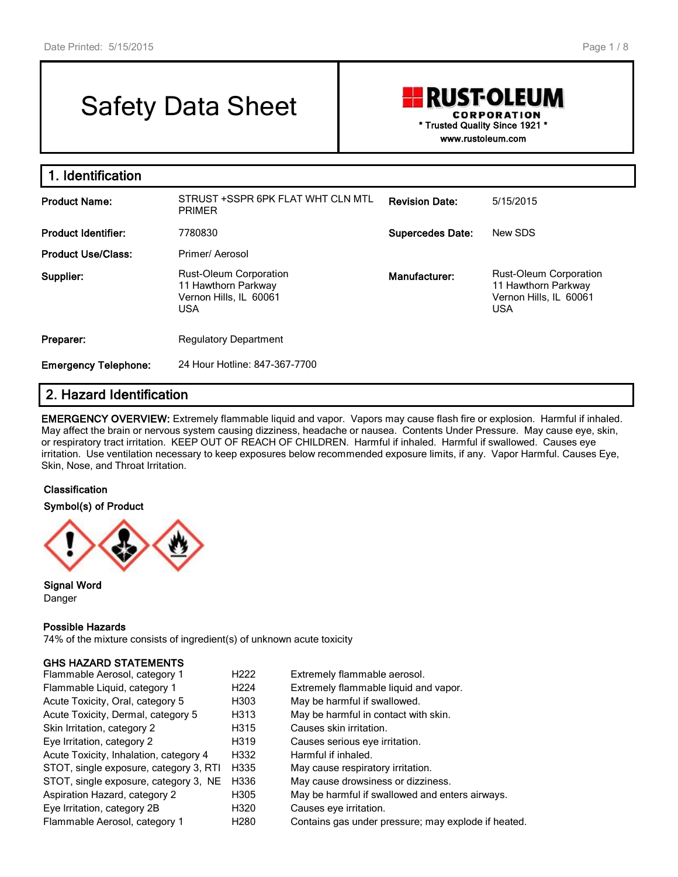# Safety Data Sheet

**RUST-OLEUM CORPORATION**
* Trusted Quality Since 1921 *
www.rustoleum.com

## 1. Identification

| | | | |
|---|---|---|---|
| **Product Name:** | STRUST +SSPR 6PK FLAT WHT CLN MTL PRIMER | **Revision Date:** | 5/15/2015 |
| **Product Identifier:** | 7780830 | **Supercedes Date:** | New SDS |
| **Product Use/Class:** | Primer/ Aerosol | | |
| **Supplier:** | Rust-Oleum Corporation<br>11 Hawthorn Parkway<br>Vernon Hills, IL 60061<br>USA | **Manufacturer:** | Rust-Oleum Corporation<br>11 Hawthorn Parkway<br>Vernon Hills, IL 60061<br>USA |
| **Preparer:** | Regulatory Department | | |
| **Emergency Telephone:** | 24 Hour Hotline: 847-367-7700 | | |

## 2. Hazard Identification

**EMERGENCY OVERVIEW:** Extremely flammable liquid and vapor. Vapors may cause flash fire or explosion. Harmful if inhaled. May affect the brain or nervous system causing dizziness, headache or nausea. Contents Under Pressure. May cause eye, skin, or respiratory tract irritation. KEEP OUT OF REACH OF CHILDREN. Harmful if inhaled. Harmful if swallowed. Causes eye irritation. Use ventilation necessary to keep exposures below recommended exposure limits, if any. Vapor Harmful. Causes Eye, Skin, Nose, and Throat Irritation.

**Classification**

**Symbol(s) of Product**

**Signal Word**
Danger

**Possible Hazards**
74% of the mixture consists of ingredient(s) of unknown acute toxicity

**GHS HAZARD STATEMENTS**

| | | |
|---|---|---|
| Flammable Aerosol, category 1 | H222 | Extremely flammable aerosol. |
| Flammable Liquid, category 1 | H224 | Extremely flammable liquid and vapor. |
| Acute Toxicity, Oral, category 5 | H303 | May be harmful if swallowed. |
| Acute Toxicity, Dermal, category 5 | H313 | May be harmful in contact with skin. |
| Skin Irritation, category 2 | H315 | Causes skin irritation. |
| Eye Irritation, category 2 | H319 | Causes serious eye irritation. |
| Acute Toxicity, Inhalation, category 4 | H332 | Harmful if inhaled. |
| STOT, single exposure, category 3, RTI | H335 | May cause respiratory irritation. |
| STOT, single exposure, category 3, NE | H336 | May cause drowsiness or dizziness. |
| Aspiration Hazard, category 2 | H305 | May be harmful if swallowed and enters airways. |
| Eye Irritation, category 2B | H320 | Causes eye irritation. |
| Flammable Aerosol, category 1 | H280 | Contains gas under pressure; may explode if heated. |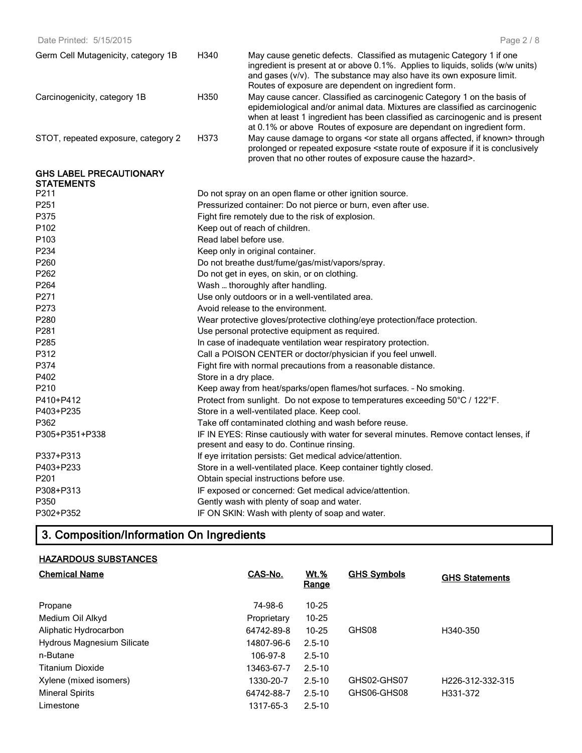| | | |
|---|---|---|
| Germ Cell Mutagenicity, category 1B | H340 | May cause genetic defects. Classified as mutagenic Category 1 if one ingredient is present at or above 0.1%. Applies to liquids, solids (w/w units) and gases (v/v). The substance may also have its own exposure limit. Routes of exposure are dependent on ingredient form. |
| Carcinogenicity, category 1B | H350 | May cause cancer. Classified as carcinogenic Category 1 on the basis of epidemiological and/or animal data. Mixtures are classified as carcinogenic when at least 1 ingredient has been classified as carcinogenic and is present at 0.1% or above Routes of exposure are dependant on ingredient form. |
| STOT, repeated exposure, category 2 | H373 | May cause damage to organs <or state all organs affected, if known> through prolonged or repeated exposure <state route of exposure if it is conclusively proven that no other routes of exposure cause the hazard>. |

**GHS LABEL PRECAUTIONARY STATEMENTS**

| | |
|---|---|
| P211 | Do not spray on an open flame or other ignition source. |
| P251 | Pressurized container: Do not pierce or burn, even after use. |
| P375 | Fight fire remotely due to the risk of explosion. |
| P102 | Keep out of reach of children. |
| P103 | Read label before use. |
| P234 | Keep only in original container. |
| P260 | Do not breathe dust/fume/gas/mist/vapors/spray. |
| P262 | Do not get in eyes, on skin, or on clothing. |
| P264 | Wash … thoroughly after handling. |
| P271 | Use only outdoors or in a well-ventilated area. |
| P273 | Avoid release to the environment. |
| P280 | Wear protective gloves/protective clothing/eye protection/face protection. |
| P281 | Use personal protective equipment as required. |
| P285 | In case of inadequate ventilation wear respiratory protection. |
| P312 | Call a POISON CENTER or doctor/physician if you feel unwell. |
| P374 | Fight fire with normal precautions from a reasonable distance. |
| P402 | Store in a dry place. |
| P210 | Keep away from heat/sparks/open flames/hot surfaces. – No smoking. |
| P410+P412 | Protect from sunlight. Do not expose to temperatures exceeding 50°C / 122°F. |
| P403+P235 | Store in a well-ventilated place. Keep cool. |
| P362 | Take off contaminated clothing and wash before reuse. |
| P305+P351+P338 | IF IN EYES: Rinse cautiously with water for several minutes. Remove contact lenses, if present and easy to do. Continue rinsing. |
| P337+P313 | If eye irritation persists: Get medical advice/attention. |
| P403+P233 | Store in a well-ventilated place. Keep container tightly closed. |
| P201 | Obtain special instructions before use. |
| P308+P313 | IF exposed or concerned: Get medical advice/attention. |
| P350 | Gently wash with plenty of soap and water. |
| P302+P352 | IF ON SKIN: Wash with plenty of soap and water. |

## 3. Composition/Information On Ingredients

**HAZARDOUS SUBSTANCES**

| Chemical Name | CAS-No. | Wt.% Range | GHS Symbols | GHS Statements |
|---|---|---|---|---|
| Propane | 74-98-6 | 10-25 | | |
| Medium Oil Alkyd | Proprietary | 10-25 | | |
| Aliphatic Hydrocarbon | 64742-89-8 | 10-25 | GHS08 | H340-350 |
| Hydrous Magnesium Silicate | 14807-96-6 | 2.5-10 | | |
| n-Butane | 106-97-8 | 2.5-10 | | |
| Titanium Dioxide | 13463-67-7 | 2.5-10 | | |
| Xylene (mixed isomers) | 1330-20-7 | 2.5-10 | GHS02-GHS07 | H226-312-332-315 |
| Mineral Spirits | 64742-88-7 | 2.5-10 | GHS06-GHS08 | H331-372 |
| Limestone | 1317-65-3 | 2.5-10 | | |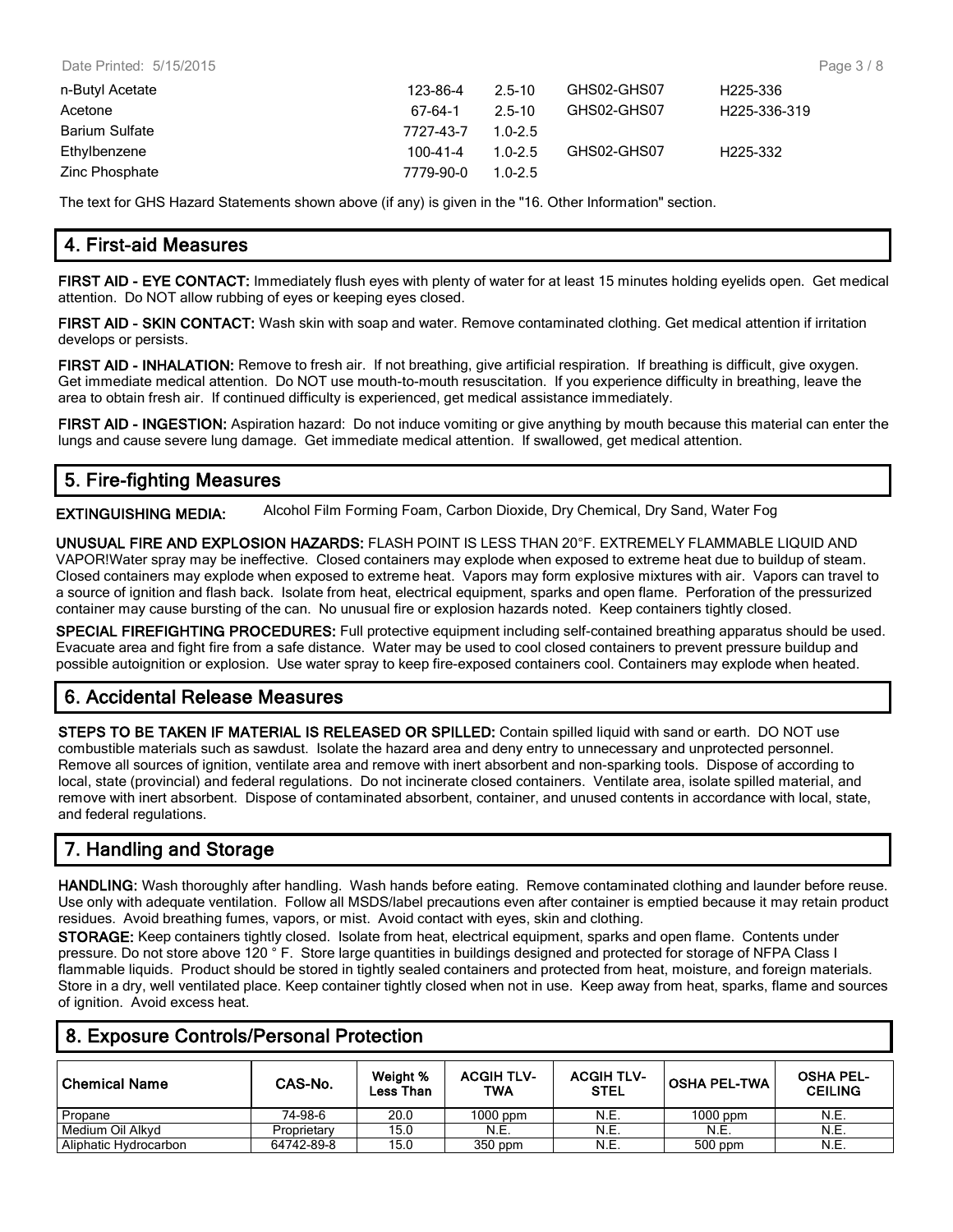| n-Butyl Acetate | 123-86-4 | 2.5-10 | GHS02-GHS07 | H225-336 |
| --- | --- | --- | --- | --- |
| Acetone | 67-64-1 | 2.5-10 | GHS02-GHS07 | H225-336-319 |
| Barium Sulfate | 7727-43-7 | 1.0-2.5 | | |
| Ethylbenzene | 100-41-4 | 1.0-2.5 | GHS02-GHS07 | H225-332 |
| Zinc Phosphate | 7779-90-0 | 1.0-2.5 | | |

The text for GHS Hazard Statements shown above (if any) is given in the "16. Other Information" section.

## 4. First-aid Measures

**FIRST AID - EYE CONTACT:** Immediately flush eyes with plenty of water for at least 15 minutes holding eyelids open. Get medical attention. Do NOT allow rubbing of eyes or keeping eyes closed.

**FIRST AID - SKIN CONTACT:** Wash skin with soap and water. Remove contaminated clothing. Get medical attention if irritation develops or persists.

**FIRST AID - INHALATION:** Remove to fresh air. If not breathing, give artificial respiration. If breathing is difficult, give oxygen. Get immediate medical attention. Do NOT use mouth-to-mouth resuscitation. If you experience difficulty in breathing, leave the area to obtain fresh air. If continued difficulty is experienced, get medical assistance immediately.

**FIRST AID - INGESTION:** Aspiration hazard: Do not induce vomiting or give anything by mouth because this material can enter the lungs and cause severe lung damage. Get immediate medical attention. If swallowed, get medical attention.

## 5. Fire-fighting Measures

**EXTINGUISHING MEDIA:** Alcohol Film Forming Foam, Carbon Dioxide, Dry Chemical, Dry Sand, Water Fog

**UNUSUAL FIRE AND EXPLOSION HAZARDS:** FLASH POINT IS LESS THAN 20°F. EXTREMELY FLAMMABLE LIQUID AND VAPOR!Water spray may be ineffective. Closed containers may explode when exposed to extreme heat due to buildup of steam. Closed containers may explode when exposed to extreme heat. Vapors may form explosive mixtures with air. Vapors can travel to a source of ignition and flash back. Isolate from heat, electrical equipment, sparks and open flame. Perforation of the pressurized container may cause bursting of the can. No unusual fire or explosion hazards noted. Keep containers tightly closed.

**SPECIAL FIREFIGHTING PROCEDURES:** Full protective equipment including self-contained breathing apparatus should be used. Evacuate area and fight fire from a safe distance. Water may be used to cool closed containers to prevent pressure buildup and possible autoignition or explosion. Use water spray to keep fire-exposed containers cool. Containers may explode when heated.

## 6. Accidental Release Measures

**STEPS TO BE TAKEN IF MATERIAL IS RELEASED OR SPILLED:** Contain spilled liquid with sand or earth. DO NOT use combustible materials such as sawdust. Isolate the hazard area and deny entry to unnecessary and unprotected personnel. Remove all sources of ignition, ventilate area and remove with inert absorbent and non-sparking tools. Dispose of according to local, state (provincial) and federal regulations. Do not incinerate closed containers. Ventilate area, isolate spilled material, and remove with inert absorbent. Dispose of contaminated absorbent, container, and unused contents in accordance with local, state, and federal regulations.

## 7. Handling and Storage

**HANDLING:** Wash thoroughly after handling. Wash hands before eating. Remove contaminated clothing and launder before reuse. Use only with adequate ventilation. Follow all MSDS/label precautions even after container is emptied because it may retain product residues. Avoid breathing fumes, vapors, or mist. Avoid contact with eyes, skin and clothing.

**STORAGE:** Keep containers tightly closed. Isolate from heat, electrical equipment, sparks and open flame. Contents under pressure. Do not store above 120 ° F. Store large quantities in buildings designed and protected for storage of NFPA Class I flammable liquids. Product should be stored in tightly sealed containers and protected from heat, moisture, and foreign materials. Store in a dry, well ventilated place. Keep container tightly closed when not in use. Keep away from heat, sparks, flame and sources of ignition. Avoid excess heat.

## 8. Exposure Controls/Personal Protection

| Chemical Name | CAS-No. | Weight % Less Than | ACGIH TLV-TWA | ACGIH TLV-STEL | OSHA PEL-TWA | OSHA PEL-CEILING |
| --- | --- | --- | --- | --- | --- | --- |
| Propane | 74-98-6 | 20.0 | 1000 ppm | N.E. | 1000 ppm | N.E. |
| Medium Oil Alkyd | Proprietary | 15.0 | N.E. | N.E. | N.E. | N.E. |
| Aliphatic Hydrocarbon | 64742-89-8 | 15.0 | 350 ppm | N.E. | 500 ppm | N.E. |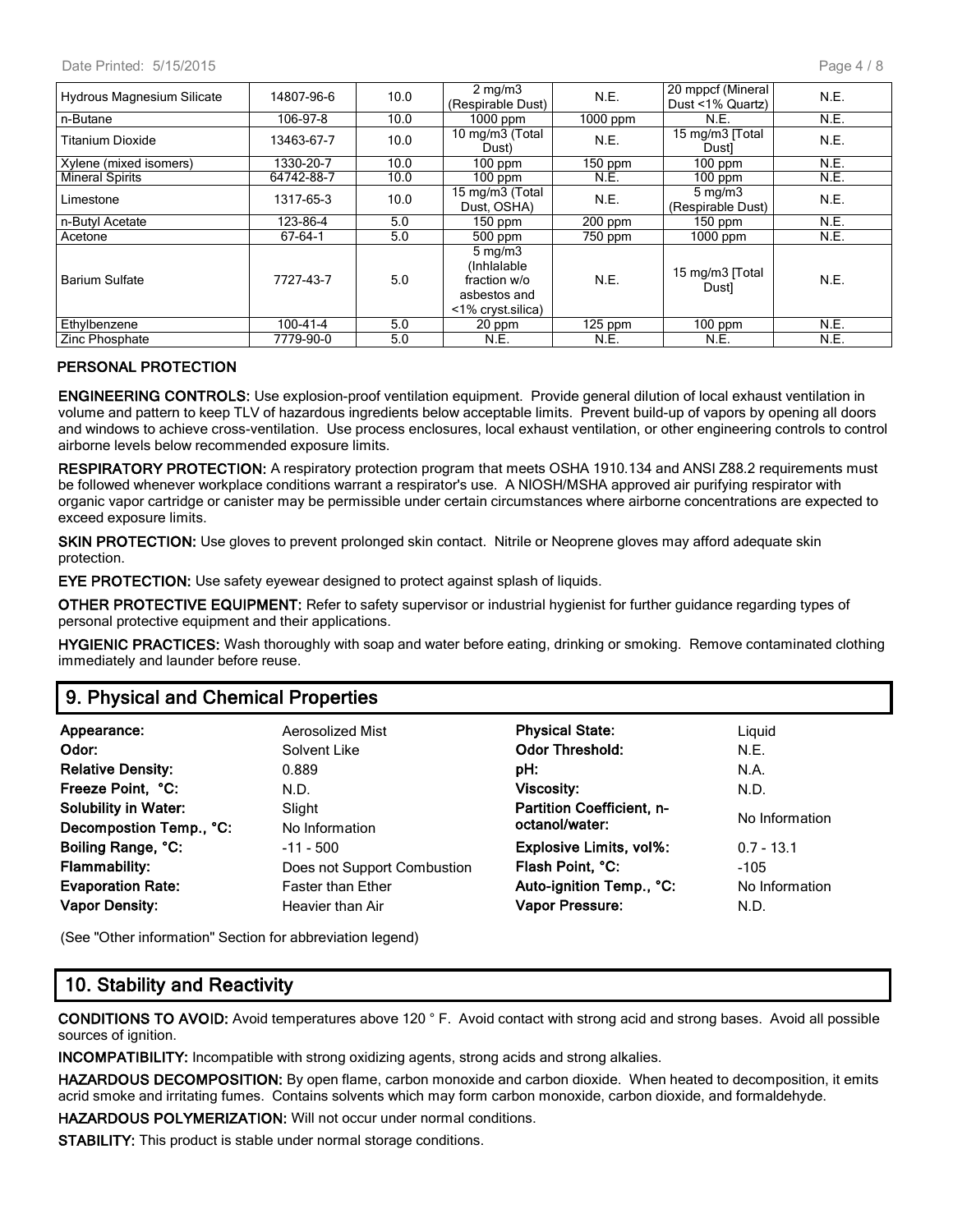| | | | | | | |
|---|---|---|---|---|---|---|
| Hydrous Magnesium Silicate | 14807-96-6 | 10.0 | 2 mg/m3 (Respirable Dust) | N.E. | 20 mppcf (Mineral Dust <1% Quartz) | N.E. |
| n-Butane | 106-97-8 | 10.0 | 1000 ppm | 1000 ppm | N.E. | N.E. |
| Titanium Dioxide | 13463-67-7 | 10.0 | 10 mg/m3 (Total Dust) | N.E. | 15 mg/m3 [Total Dust] | N.E. |
| Xylene (mixed isomers) | 1330-20-7 | 10.0 | 100 ppm | 150 ppm | 100 ppm | N.E. |
| Mineral Spirits | 64742-88-7 | 10.0 | 100 ppm | N.E. | 100 ppm | N.E. |
| Limestone | 1317-65-3 | 10.0 | 15 mg/m3 (Total Dust, OSHA) | N.E. | 5 mg/m3 (Respirable Dust) | N.E. |
| n-Butyl Acetate | 123-86-4 | 5.0 | 150 ppm | 200 ppm | 150 ppm | N.E. |
| Acetone | 67-64-1 | 5.0 | 500 ppm | 750 ppm | 1000 ppm | N.E. |
| Barium Sulfate | 7727-43-7 | 5.0 | 5 mg/m3 (Inhlalable fraction w/o asbestos and <1% cryst.silica) | N.E. | 15 mg/m3 [Total Dust] | N.E. |
| Ethylbenzene | 100-41-4 | 5.0 | 20 ppm | 125 ppm | 100 ppm | N.E. |
| Zinc Phosphate | 7779-90-0 | 5.0 | N.E. | N.E. | N.E. | N.E. |

**PERSONAL PROTECTION**

**ENGINEERING CONTROLS:** Use explosion-proof ventilation equipment. Provide general dilution of local exhaust ventilation in volume and pattern to keep TLV of hazardous ingredients below acceptable limits. Prevent build-up of vapors by opening all doors and windows to achieve cross-ventilation. Use process enclosures, local exhaust ventilation, or other engineering controls to control airborne levels below recommended exposure limits.

**RESPIRATORY PROTECTION:** A respiratory protection program that meets OSHA 1910.134 and ANSI Z88.2 requirements must be followed whenever workplace conditions warrant a respirator's use. A NIOSH/MSHA approved air purifying respirator with organic vapor cartridge or canister may be permissible under certain circumstances where airborne concentrations are expected to exceed exposure limits.

**SKIN PROTECTION:** Use gloves to prevent prolonged skin contact. Nitrile or Neoprene gloves may afford adequate skin protection.

**EYE PROTECTION:** Use safety eyewear designed to protect against splash of liquids.

**OTHER PROTECTIVE EQUIPMENT:** Refer to safety supervisor or industrial hygienist for further guidance regarding types of personal protective equipment and their applications.

**HYGIENIC PRACTICES:** Wash thoroughly with soap and water before eating, drinking or smoking. Remove contaminated clothing immediately and launder before reuse.

## 9. Physical and Chemical Properties

| | | | |
|---|---|---|---|
| **Appearance:** | Aerosolized Mist | **Physical State:** | Liquid |
| **Odor:** | Solvent Like | **Odor Threshold:** | N.E. |
| **Relative Density:** | 0.889 | **pH:** | N.A. |
| **Freeze Point, °C:** | N.D. | **Viscosity:** | N.D. |
| **Solubility in Water:** | Slight | **Partition Coefficient, n-octanol/water:** | No Information |
| **Decompostion Temp., °C:** | No Information | | |
| **Boiling Range, °C:** | -11 - 500 | **Explosive Limits, vol%:** | 0.7 - 13.1 |
| **Flammability:** | Does not Support Combustion | **Flash Point, °C:** | -105 |
| **Evaporation Rate:** | Faster than Ether | **Auto-ignition Temp., °C:** | No Information |
| **Vapor Density:** | Heavier than Air | **Vapor Pressure:** | N.D. |

(See "Other information" Section for abbreviation legend)

## 10. Stability and Reactivity

**CONDITIONS TO AVOID:** Avoid temperatures above 120 ° F. Avoid contact with strong acid and strong bases. Avoid all possible sources of ignition.

**INCOMPATIBILITY:** Incompatible with strong oxidizing agents, strong acids and strong alkalies.

**HAZARDOUS DECOMPOSITION:** By open flame, carbon monoxide and carbon dioxide. When heated to decomposition, it emits acrid smoke and irritating fumes. Contains solvents which may form carbon monoxide, carbon dioxide, and formaldehyde.

**HAZARDOUS POLYMERIZATION:** Will not occur under normal conditions.

**STABILITY:** This product is stable under normal storage conditions.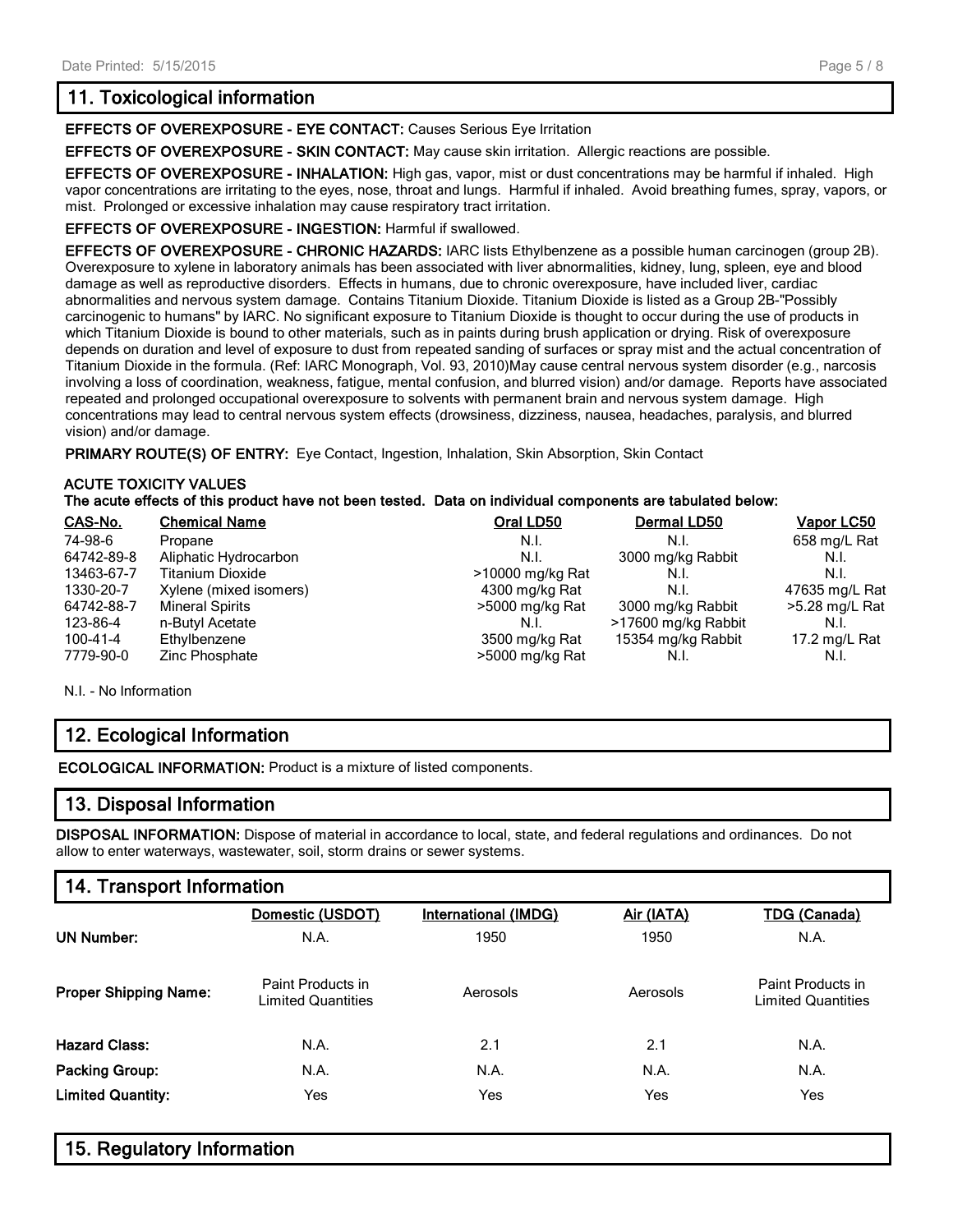## 11. Toxicological information

**EFFECTS OF OVEREXPOSURE - EYE CONTACT:** Causes Serious Eye Irritation

**EFFECTS OF OVEREXPOSURE - SKIN CONTACT:** May cause skin irritation. Allergic reactions are possible.

**EFFECTS OF OVEREXPOSURE - INHALATION:** High gas, vapor, mist or dust concentrations may be harmful if inhaled. High vapor concentrations are irritating to the eyes, nose, throat and lungs. Harmful if inhaled. Avoid breathing fumes, spray, vapors, or mist. Prolonged or excessive inhalation may cause respiratory tract irritation.

**EFFECTS OF OVEREXPOSURE - INGESTION:** Harmful if swallowed.

**EFFECTS OF OVEREXPOSURE - CHRONIC HAZARDS:** IARC lists Ethylbenzene as a possible human carcinogen (group 2B). Overexposure to xylene in laboratory animals has been associated with liver abnormalities, kidney, lung, spleen, eye and blood damage as well as reproductive disorders. Effects in humans, due to chronic overexposure, have included liver, cardiac abnormalities and nervous system damage. Contains Titanium Dioxide. Titanium Dioxide is listed as a Group 2B-"Possibly carcinogenic to humans" by IARC. No significant exposure to Titanium Dioxide is thought to occur during the use of products in which Titanium Dioxide is bound to other materials, such as in paints during brush application or drying. Risk of overexposure depends on duration and level of exposure to dust from repeated sanding of surfaces or spray mist and the actual concentration of Titanium Dioxide in the formula. (Ref: IARC Monograph, Vol. 93, 2010)May cause central nervous system disorder (e.g., narcosis involving a loss of coordination, weakness, fatigue, mental confusion, and blurred vision) and/or damage. Reports have associated repeated and prolonged occupational overexposure to solvents with permanent brain and nervous system damage. High concentrations may lead to central nervous system effects (drowsiness, dizziness, nausea, headaches, paralysis, and blurred vision) and/or damage.

**PRIMARY ROUTE(S) OF ENTRY:** Eye Contact, Ingestion, Inhalation, Skin Absorption, Skin Contact

**ACUTE TOXICITY VALUES**

**The acute effects of this product have not been tested. Data on individual components are tabulated below:**

| CAS-No. | Chemical Name | Oral LD50 | Dermal LD50 | Vapor LC50 |
|---|---|---|---|---|
| 74-98-6 | Propane | N.I. | N.I. | 658 mg/L Rat |
| 64742-89-8 | Aliphatic Hydrocarbon | N.I. | 3000 mg/kg Rabbit | N.I. |
| 13463-67-7 | Titanium Dioxide | >10000 mg/kg Rat | N.I. | N.I. |
| 1330-20-7 | Xylene (mixed isomers) | 4300 mg/kg Rat | N.I. | 47635 mg/L Rat |
| 64742-88-7 | Mineral Spirits | >5000 mg/kg Rat | 3000 mg/kg Rabbit | >5.28 mg/L Rat |
| 123-86-4 | n-Butyl Acetate | N.I. | >17600 mg/kg Rabbit | N.I. |
| 100-41-4 | Ethylbenzene | 3500 mg/kg Rat | 15354 mg/kg Rabbit | 17.2 mg/L Rat |
| 7779-90-0 | Zinc Phosphate | >5000 mg/kg Rat | N.I. | N.I. |

N.I. - No Information

## 12. Ecological Information

**ECOLOGICAL INFORMATION:** Product is a mixture of listed components.

## 13. Disposal Information

**DISPOSAL INFORMATION:** Dispose of material in accordance to local, state, and federal regulations and ordinances. Do not allow to enter waterways, wastewater, soil, storm drains or sewer systems.

## 14. Transport Information

| | Domestic (USDOT) | International (IMDG) | Air (IATA) | TDG (Canada) |
|---|---|---|---|---|
| **UN Number:** | N.A. | 1950 | 1950 | N.A. |
| **Proper Shipping Name:** | Paint Products in Limited Quantities | Aerosols | Aerosols | Paint Products in Limited Quantities |
| **Hazard Class:** | N.A. | 2.1 | 2.1 | N.A. |
| **Packing Group:** | N.A. | N.A. | N.A. | N.A. |
| **Limited Quantity:** | Yes | Yes | Yes | Yes |

## 15. Regulatory Information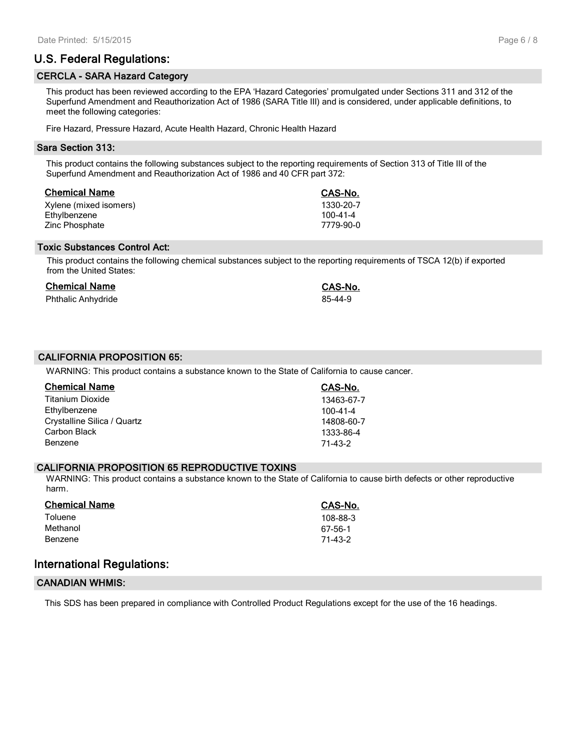## U.S. Federal Regulations:

### CERCLA - SARA Hazard Category

This product has been reviewed according to the EPA 'Hazard Categories' promulgated under Sections 311 and 312 of the Superfund Amendment and Reauthorization Act of 1986 (SARA Title III) and is considered, under applicable definitions, to meet the following categories:

Fire Hazard, Pressure Hazard, Acute Health Hazard, Chronic Health Hazard

### Sara Section 313:

This product contains the following substances subject to the reporting requirements of Section 313 of Title III of the Superfund Amendment and Reauthorization Act of 1986 and 40 CFR part 372:

| Chemical Name | CAS-No. |
|---|---|
| Xylene (mixed isomers) | 1330-20-7 |
| Ethylbenzene | 100-41-4 |
| Zinc Phosphate | 7779-90-0 |

### Toxic Substances Control Act:

This product contains the following chemical substances subject to the reporting requirements of TSCA 12(b) if exported from the United States:

| Chemical Name | CAS-No. |
|---|---|
| Phthalic Anhydride | 85-44-9 |

### CALIFORNIA PROPOSITION 65:

WARNING: This product contains a substance known to the State of California to cause cancer.

| Chemical Name | CAS-No. |
|---|---|
| Titanium Dioxide | 13463-67-7 |
| Ethylbenzene | 100-41-4 |
| Crystalline Silica / Quartz | 14808-60-7 |
| Carbon Black | 1333-86-4 |
| Benzene | 71-43-2 |

### CALIFORNIA PROPOSITION 65 REPRODUCTIVE TOXINS

WARNING: This product contains a substance known to the State of California to cause birth defects or other reproductive harm.

| Chemical Name | CAS-No. |
|---|---|
| Toluene | 108-88-3 |
| Methanol | 67-56-1 |
| Benzene | 71-43-2 |

## International Regulations:

### CANADIAN WHMIS:

This SDS has been prepared in compliance with Controlled Product Regulations except for the use of the 16 headings.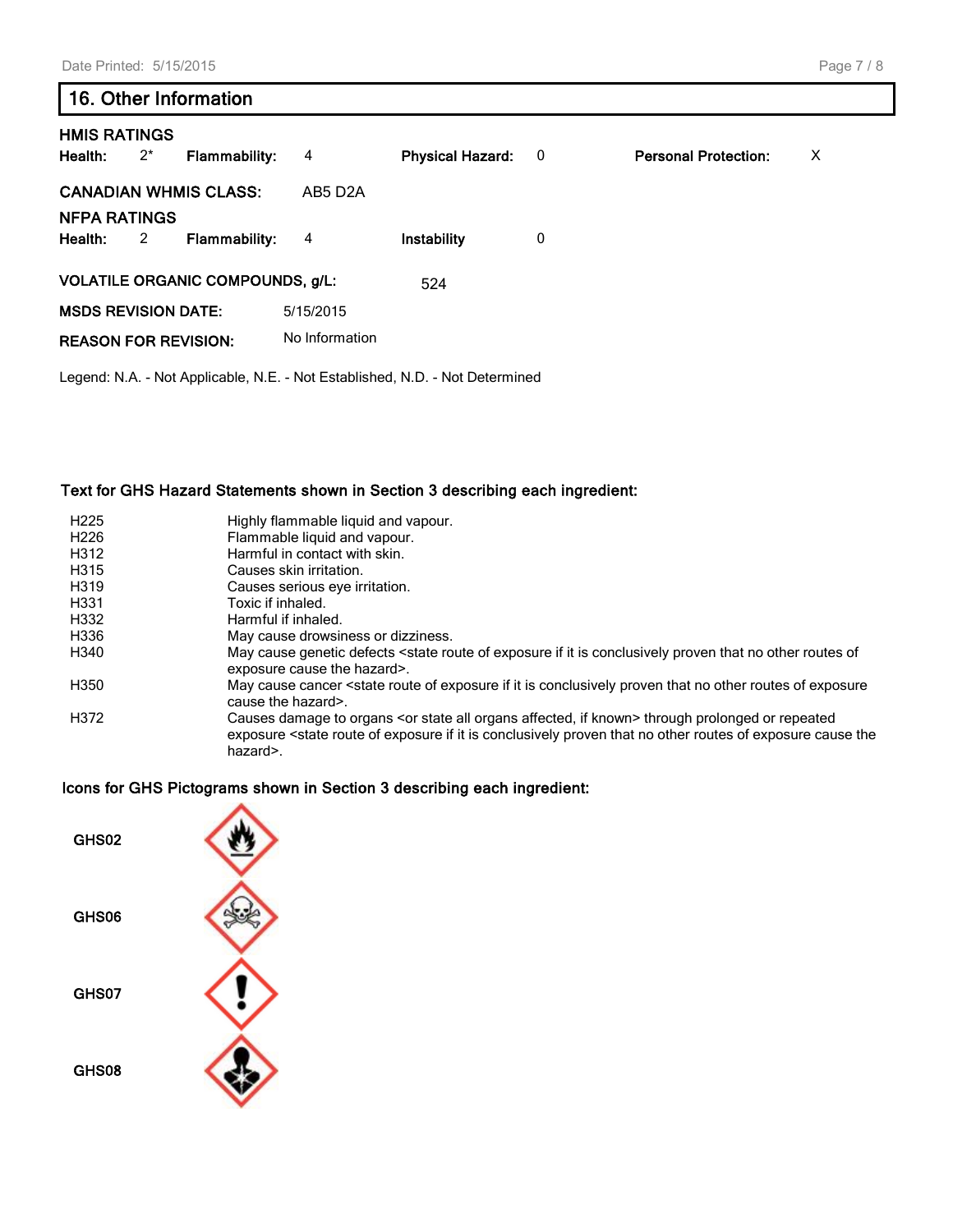## 16. Other Information

**HMIS RATINGS**

| | | | | | | | |
|---|---|---|---|---|---|---|---|
| **Health:** | 2* | **Flammability:** | 4 | **Physical Hazard:** | 0 | **Personal Protection:** | X |

**CANADIAN WHMIS CLASS:** AB5 D2A

**NFPA RATINGS**

| | | | | | |
|---|---|---|---|---|---|
| **Health:** | 2 | **Flammability:** | 4 | **Instability** | 0 |

**VOLATILE ORGANIC COMPOUNDS, g/L:** 524

**MSDS REVISION DATE:** 5/15/2015

**REASON FOR REVISION:** No Information

Legend: N.A. - Not Applicable, N.E. - Not Established, N.D. - Not Determined

### Text for GHS Hazard Statements shown in Section 3 describing each ingredient:

| | |
|---|---|
| H225 | Highly flammable liquid and vapour. |
| H226 | Flammable liquid and vapour. |
| H312 | Harmful in contact with skin. |
| H315 | Causes skin irritation. |
| H319 | Causes serious eye irritation. |
| H331 | Toxic if inhaled. |
| H332 | Harmful if inhaled. |
| H336 | May cause drowsiness or dizziness. |
| H340 | May cause genetic defects <state route of exposure if it is conclusively proven that no other routes of exposure cause the hazard>. |
| H350 | May cause cancer <state route of exposure if it is conclusively proven that no other routes of exposure cause the hazard>. |
| H372 | Causes damage to organs <or state all organs affected, if known> through prolonged or repeated exposure <state route of exposure if it is conclusively proven that no other routes of exposure cause the hazard>. |

### Icons for GHS Pictograms shown in Section 3 describing each ingredient:

GHS02

GHS06

GHS07

GHS08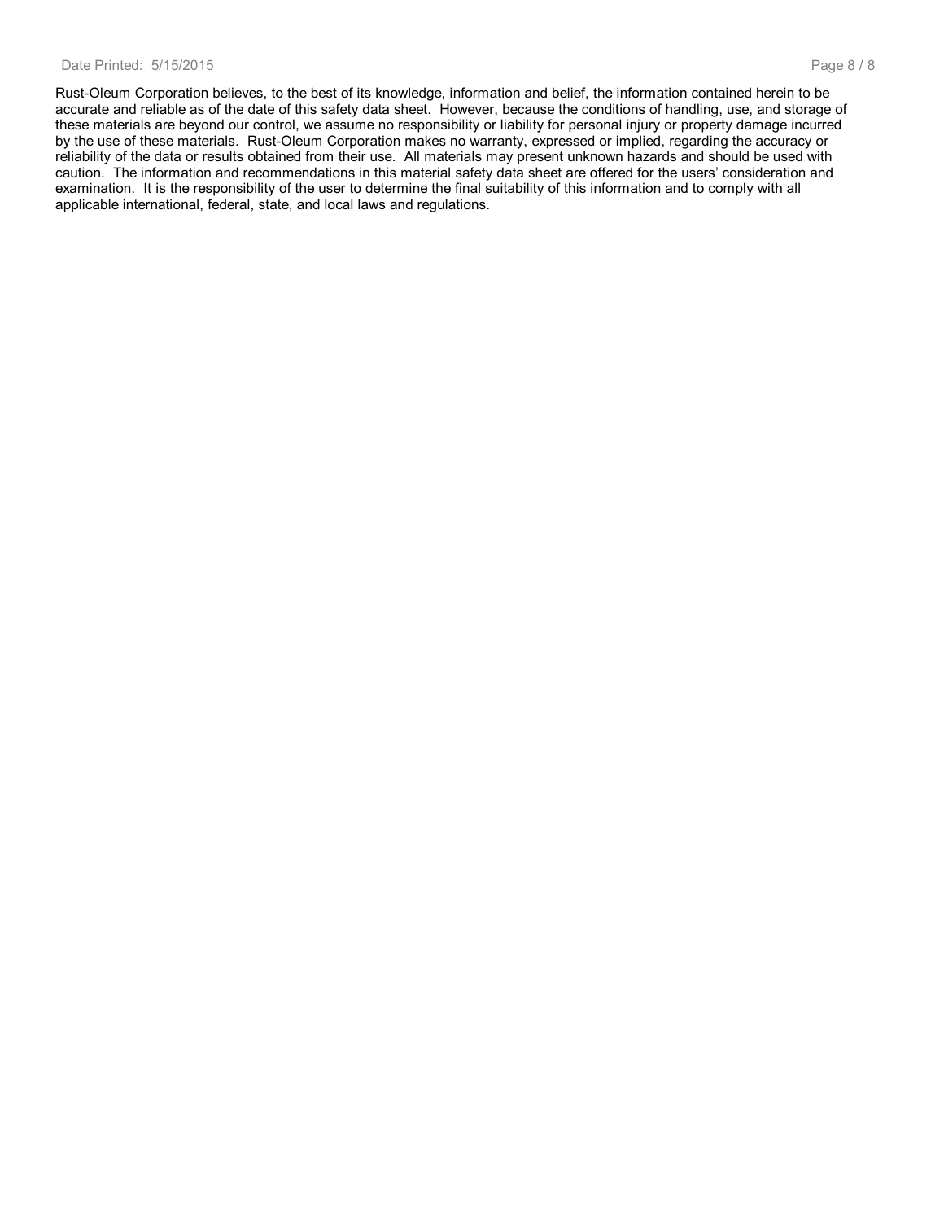Rust-Oleum Corporation believes, to the best of its knowledge, information and belief, the information contained herein to be accurate and reliable as of the date of this safety data sheet. However, because the conditions of handling, use, and storage of these materials are beyond our control, we assume no responsibility or liability for personal injury or property damage incurred by the use of these materials. Rust-Oleum Corporation makes no warranty, expressed or implied, regarding the accuracy or reliability of the data or results obtained from their use. All materials may present unknown hazards and should be used with caution. The information and recommendations in this material safety data sheet are offered for the users' consideration and examination. It is the responsibility of the user to determine the final suitability of this information and to comply with all applicable international, federal, state, and local laws and regulations.